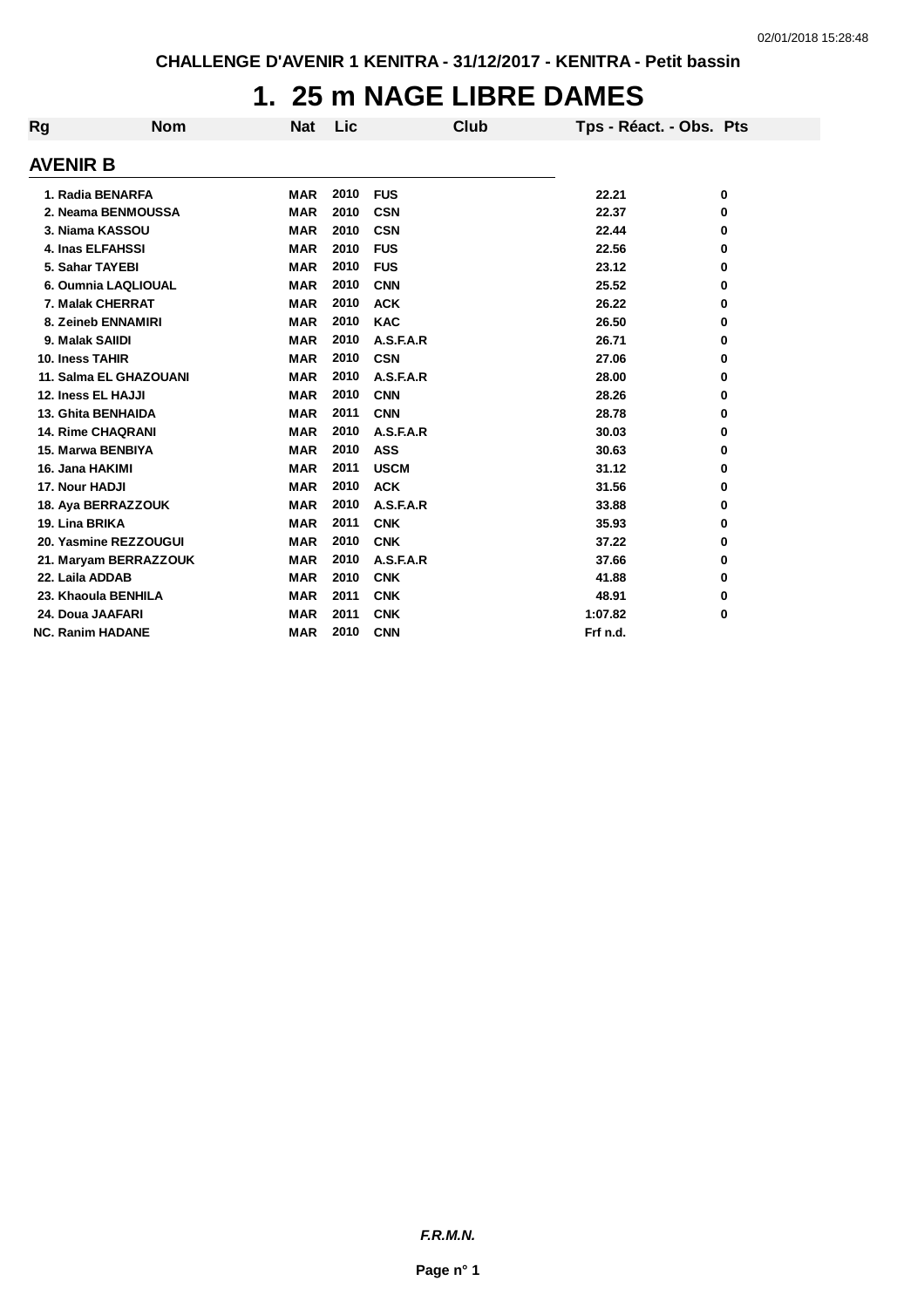CHALLENGE D'AVENIR 1 KENITRA - 31/12/2017 - KENITRA - Petit bassin

# 1. 25 m NAGE LIBRE DAMES

## AVENIR B

| Rg | Nom | Nat | Lic | Club | Tps - Réact. - Obs. | Pts |
|---|---|---|---|---|---|---|
| 1. | Radia BENARFA | MAR | 2010 | FUS | 22.21 | 0 |
| 2. | Neama BENMOUSSA | MAR | 2010 | CSN | 22.37 | 0 |
| 3. | Niama KASSOU | MAR | 2010 | CSN | 22.44 | 0 |
| 4. | Inas ELFAHSSI | MAR | 2010 | FUS | 22.56 | 0 |
| 5. | Sahar TAYEBI | MAR | 2010 | FUS | 23.12 | 0 |
| 6. | Oumnia LAQLIOUAL | MAR | 2010 | CNN | 25.52 | 0 |
| 7. | Malak CHERRAT | MAR | 2010 | ACK | 26.22 | 0 |
| 8. | Zeineb ENNAMIRI | MAR | 2010 | KAC | 26.50 | 0 |
| 9. | Malak SAIIDI | MAR | 2010 | A.S.F.A.R | 26.71 | 0 |
| 10. | Iness TAHIR | MAR | 2010 | CSN | 27.06 | 0 |
| 11. | Salma EL GHAZOUANI | MAR | 2010 | A.S.F.A.R | 28.00 | 0 |
| 12. | Iness EL HAJJI | MAR | 2010 | CNN | 28.26 | 0 |
| 13. | Ghita BENHAIDA | MAR | 2011 | CNN | 28.78 | 0 |
| 14. | Rime CHAQRANI | MAR | 2010 | A.S.F.A.R | 30.03 | 0 |
| 15. | Marwa BENBIYA | MAR | 2010 | ASS | 30.63 | 0 |
| 16. | Jana HAKIMI | MAR | 2011 | USCM | 31.12 | 0 |
| 17. | Nour HADJI | MAR | 2010 | ACK | 31.56 | 0 |
| 18. | Aya BERRAZZOUK | MAR | 2010 | A.S.F.A.R | 33.88 | 0 |
| 19. | Lina BRIKA | MAR | 2011 | CNK | 35.93 | 0 |
| 20. | Yasmine REZZOUGUI | MAR | 2010 | CNK | 37.22 | 0 |
| 21. | Maryam BERRAZZOUK | MAR | 2010 | A.S.F.A.R | 37.66 | 0 |
| 22. | Laila ADDAB | MAR | 2010 | CNK | 41.88 | 0 |
| 23. | Khaoula BENHILA | MAR | 2011 | CNK | 48.91 | 0 |
| 24. | Doua JAAFARI | MAR | 2011 | CNK | 1:07.82 | 0 |
| NC. | Ranim HADANE | MAR | 2010 | CNN | Frf n.d. | |

*F.R.M.N.*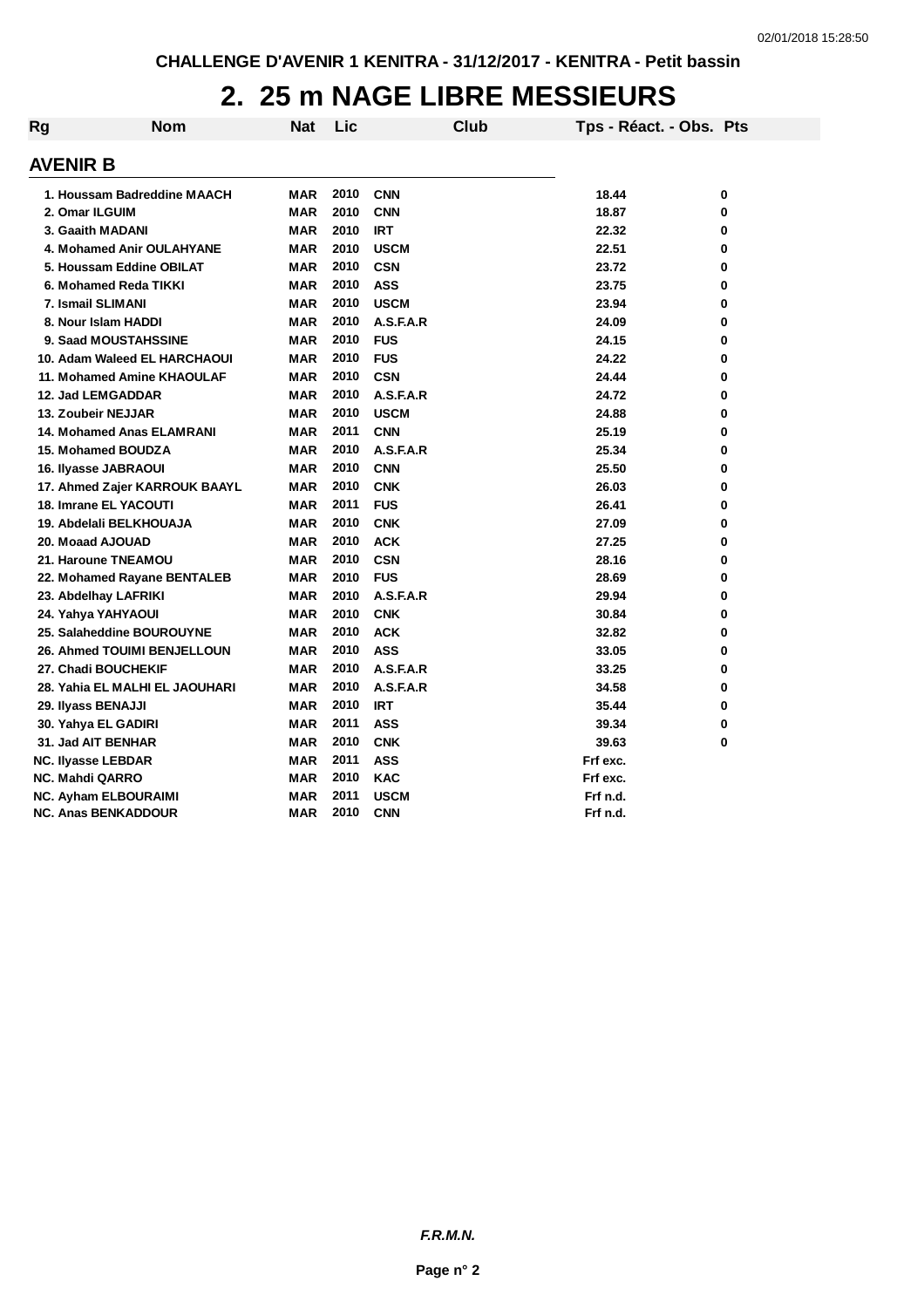CHALLENGE D'AVENIR 1 KENITRA - 31/12/2017 - KENITRA - Petit bassin

# 2. 25 m NAGE LIBRE MESSIEURS

## AVENIR B

| Rg | Nom | Nat | Lic | Club | Tps - Réact. - Obs. | Pts |
|---|---|---|---|---|---|---|
| 1. | Houssam Badreddine MAACH | MAR | 2010 | CNN | 18.44 | 0 |
| 2. | Omar ILGUIM | MAR | 2010 | CNN | 18.87 | 0 |
| 3. | Gaaith MADANI | MAR | 2010 | IRT | 22.32 | 0 |
| 4. | Mohamed Anir OULAHYANE | MAR | 2010 | USCM | 22.51 | 0 |
| 5. | Houssam Eddine OBILAT | MAR | 2010 | CSN | 23.72 | 0 |
| 6. | Mohamed Reda TIKKI | MAR | 2010 | ASS | 23.75 | 0 |
| 7. | Ismail SLIMANI | MAR | 2010 | USCM | 23.94 | 0 |
| 8. | Nour Islam HADDI | MAR | 2010 | A.S.F.A.R | 24.09 | 0 |
| 9. | Saad MOUSTAHSSINE | MAR | 2010 | FUS | 24.15 | 0 |
| 10. | Adam Waleed EL HARCHAOUI | MAR | 2010 | FUS | 24.22 | 0 |
| 11. | Mohamed Amine KHAOULAF | MAR | 2010 | CSN | 24.44 | 0 |
| 12. | Jad LEMGADDAR | MAR | 2010 | A.S.F.A.R | 24.72 | 0 |
| 13. | Zoubeir NEJJAR | MAR | 2010 | USCM | 24.88 | 0 |
| 14. | Mohamed Anas ELAMRANI | MAR | 2011 | CNN | 25.19 | 0 |
| 15. | Mohamed BOUDZA | MAR | 2010 | A.S.F.A.R | 25.34 | 0 |
| 16. | Ilyasse JABRAOUI | MAR | 2010 | CNN | 25.50 | 0 |
| 17. | Ahmed Zajer KARROUK BAAYL | MAR | 2010 | CNK | 26.03 | 0 |
| 18. | Imrane EL YACOUTI | MAR | 2011 | FUS | 26.41 | 0 |
| 19. | Abdelali BELKHOUAJA | MAR | 2010 | CNK | 27.09 | 0 |
| 20. | Moaad AJOUAD | MAR | 2010 | ACK | 27.25 | 0 |
| 21. | Haroune TNEAMOU | MAR | 2010 | CSN | 28.16 | 0 |
| 22. | Mohamed Rayane BENTALEB | MAR | 2010 | FUS | 28.69 | 0 |
| 23. | Abdelhay LAFRIKI | MAR | 2010 | A.S.F.A.R | 29.94 | 0 |
| 24. | Yahya YAHYAOUI | MAR | 2010 | CNK | 30.84 | 0 |
| 25. | Salaheddine BOUROUYNE | MAR | 2010 | ACK | 32.82 | 0 |
| 26. | Ahmed TOUIMI BENJELLOUN | MAR | 2010 | ASS | 33.05 | 0 |
| 27. | Chadi BOUCHEKIF | MAR | 2010 | A.S.F.A.R | 33.25 | 0 |
| 28. | Yahia EL MALHI EL JAOUHARI | MAR | 2010 | A.S.F.A.R | 34.58 | 0 |
| 29. | Ilyass BENAJJI | MAR | 2010 | IRT | 35.44 | 0 |
| 30. | Yahya EL GADIRI | MAR | 2011 | ASS | 39.34 | 0 |
| 31. | Jad AIT BENHAR | MAR | 2010 | CNK | 39.63 | 0 |
| NC. | Ilyasse LEBDAR | MAR | 2011 | ASS | Frf exc. | |
| NC. | Mahdi QARRO | MAR | 2010 | KAC | Frf exc. | |
| NC. | Ayham ELBOURAIMI | MAR | 2011 | USCM | Frf n.d. | |
| NC. | Anas BENKADDOUR | MAR | 2010 | CNN | Frf n.d. | |

*F.R.M.N.*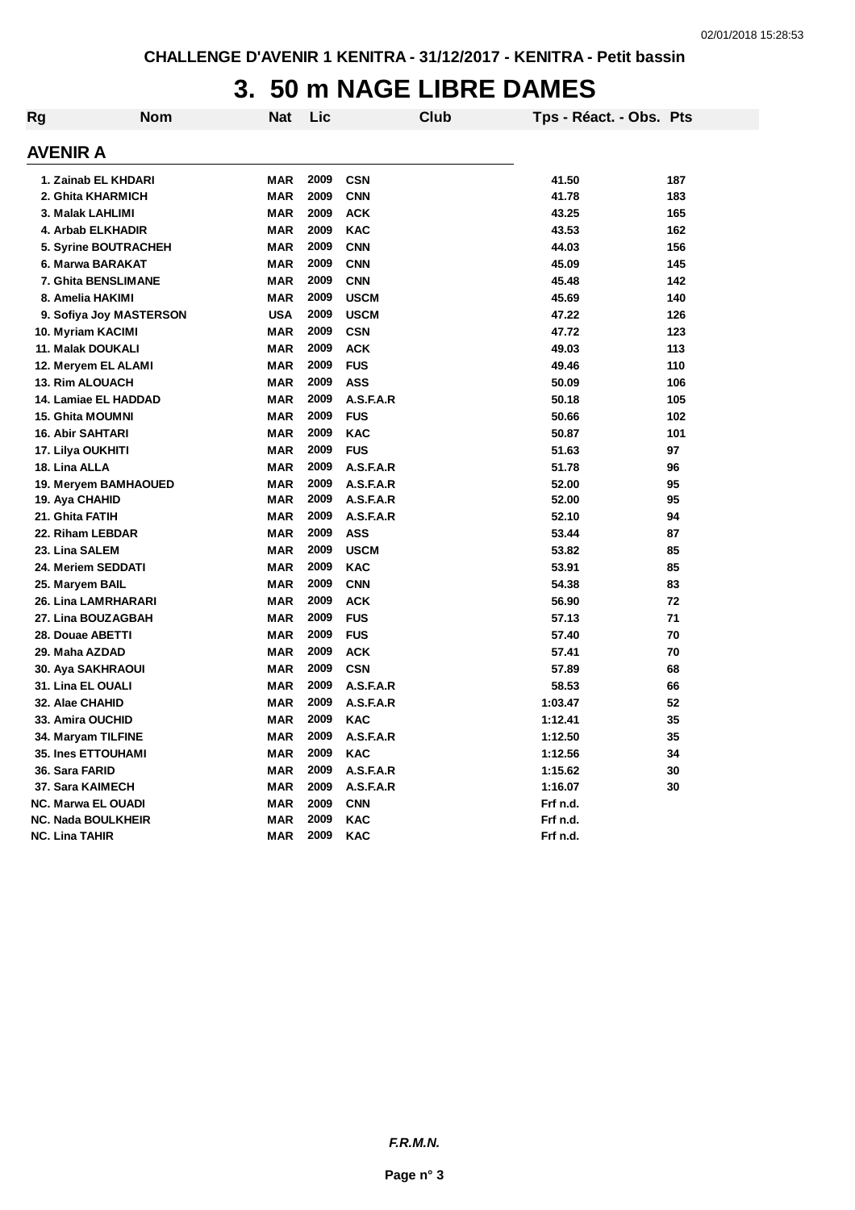CHALLENGE D'AVENIR 1 KENITRA - 31/12/2017 - KENITRA - Petit bassin

# 3. 50 m NAGE LIBRE DAMES

## AVENIR A

| Rg | Nom | Nat | Lic | Club | Tps - Réact. - Obs. | Pts |
|---|---|---|---|---|---|---|
| 1. | Zainab EL KHDARI | MAR | 2009 | CSN | 41.50 | 187 |
| 2. | Ghita KHARMICH | MAR | 2009 | CNN | 41.78 | 183 |
| 3. | Malak LAHLIMI | MAR | 2009 | ACK | 43.25 | 165 |
| 4. | Arbab ELKHADIR | MAR | 2009 | KAC | 43.53 | 162 |
| 5. | Syrine BOUTRACHEH | MAR | 2009 | CNN | 44.03 | 156 |
| 6. | Marwa BARAKAT | MAR | 2009 | CNN | 45.09 | 145 |
| 7. | Ghita BENSLIMANE | MAR | 2009 | CNN | 45.48 | 142 |
| 8. | Amelia HAKIMI | MAR | 2009 | USCM | 45.69 | 140 |
| 9. | Sofiya Joy MASTERSON | USA | 2009 | USCM | 47.22 | 126 |
| 10. | Myriam KACIMI | MAR | 2009 | CSN | 47.72 | 123 |
| 11. | Malak DOUKALI | MAR | 2009 | ACK | 49.03 | 113 |
| 12. | Meryem EL ALAMI | MAR | 2009 | FUS | 49.46 | 110 |
| 13. | Rim ALOUACH | MAR | 2009 | ASS | 50.09 | 106 |
| 14. | Lamiae EL HADDAD | MAR | 2009 | A.S.F.A.R | 50.18 | 105 |
| 15. | Ghita MOUMNI | MAR | 2009 | FUS | 50.66 | 102 |
| 16. | Abir SAHTARI | MAR | 2009 | KAC | 50.87 | 101 |
| 17. | Lilya OUKHITI | MAR | 2009 | FUS | 51.63 | 97 |
| 18. | Lina ALLA | MAR | 2009 | A.S.F.A.R | 51.78 | 96 |
| 19. | Meryem BAMHAOUED | MAR | 2009 | A.S.F.A.R | 52.00 | 95 |
| 19. | Aya CHAHID | MAR | 2009 | A.S.F.A.R | 52.00 | 95 |
| 21. | Ghita FATIH | MAR | 2009 | A.S.F.A.R | 52.10 | 94 |
| 22. | Riham LEBDAR | MAR | 2009 | ASS | 53.44 | 87 |
| 23. | Lina SALEM | MAR | 2009 | USCM | 53.82 | 85 |
| 24. | Meriem SEDDATI | MAR | 2009 | KAC | 53.91 | 85 |
| 25. | Maryem BAIL | MAR | 2009 | CNN | 54.38 | 83 |
| 26. | Lina LAMRHARARI | MAR | 2009 | ACK | 56.90 | 72 |
| 27. | Lina BOUZAGBAH | MAR | 2009 | FUS | 57.13 | 71 |
| 28. | Douae ABETTI | MAR | 2009 | FUS | 57.40 | 70 |
| 29. | Maha AZDAD | MAR | 2009 | ACK | 57.41 | 70 |
| 30. | Aya SAKHRAOUI | MAR | 2009 | CSN | 57.89 | 68 |
| 31. | Lina EL OUALI | MAR | 2009 | A.S.F.A.R | 58.53 | 66 |
| 32. | Alae CHAHID | MAR | 2009 | A.S.F.A.R | 1:03.47 | 52 |
| 33. | Amira OUCHID | MAR | 2009 | KAC | 1:12.41 | 35 |
| 34. | Maryam TILFINE | MAR | 2009 | A.S.F.A.R | 1:12.50 | 35 |
| 35. | Ines ETTOUHAMI | MAR | 2009 | KAC | 1:12.56 | 34 |
| 36. | Sara FARID | MAR | 2009 | A.S.F.A.R | 1:15.62 | 30 |
| 37. | Sara KAIMECH | MAR | 2009 | A.S.F.A.R | 1:16.07 | 30 |
| NC. | Marwa EL OUADI | MAR | 2009 | CNN | Frf n.d. | |
| NC. | Nada BOULKHEIR | MAR | 2009 | KAC | Frf n.d. | |
| NC. | Lina TAHIR | MAR | 2009 | KAC | Frf n.d. | |

***F.R.M.N.***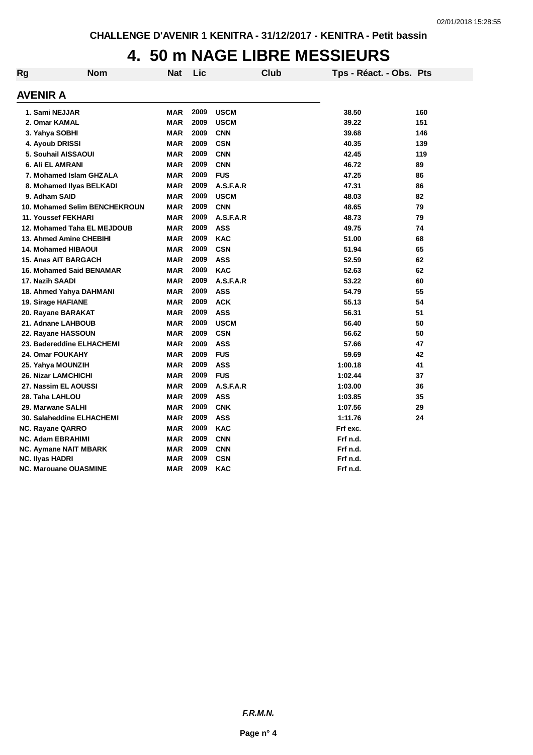CHALLENGE D'AVENIR 1 KENITRA - 31/12/2017 - KENITRA - Petit bassin

# 4. 50 m NAGE LIBRE MESSIEURS

## AVENIR A

| Rg | Nom | Nat | Lic | Club | Tps - Réact. - Obs. | Pts |
|---|---|---|---|---|---|---|
| 1. | Sami NEJJAR | MAR | 2009 | USCM | 38.50 | 160 |
| 2. | Omar KAMAL | MAR | 2009 | USCM | 39.22 | 151 |
| 3. | Yahya SOBHI | MAR | 2009 | CNN | 39.68 | 146 |
| 4. | Ayoub DRISSI | MAR | 2009 | CSN | 40.35 | 139 |
| 5. | Souhail AISSAOUI | MAR | 2009 | CNN | 42.45 | 119 |
| 6. | Ali EL AMRANI | MAR | 2009 | CNN | 46.72 | 89 |
| 7. | Mohamed Islam GHZALA | MAR | 2009 | FUS | 47.25 | 86 |
| 8. | Mohamed Ilyas BELKADI | MAR | 2009 | A.S.F.A.R | 47.31 | 86 |
| 9. | Adham SAID | MAR | 2009 | USCM | 48.03 | 82 |
| 10. | Mohamed Selim BENCHEKROUN | MAR | 2009 | CNN | 48.65 | 79 |
| 11. | Youssef FEKHARI | MAR | 2009 | A.S.F.A.R | 48.73 | 79 |
| 12. | Mohamed Taha EL MEJDOUB | MAR | 2009 | ASS | 49.75 | 74 |
| 13. | Ahmed Amine CHEBIHI | MAR | 2009 | KAC | 51.00 | 68 |
| 14. | Mohamed HIBAOUI | MAR | 2009 | CSN | 51.94 | 65 |
| 15. | Anas AIT BARGACH | MAR | 2009 | ASS | 52.59 | 62 |
| 16. | Mohamed Said BENAMAR | MAR | 2009 | KAC | 52.63 | 62 |
| 17. | Nazih SAADI | MAR | 2009 | A.S.F.A.R | 53.22 | 60 |
| 18. | Ahmed Yahya DAHMANI | MAR | 2009 | ASS | 54.79 | 55 |
| 19. | Sirage HAFIANE | MAR | 2009 | ACK | 55.13 | 54 |
| 20. | Rayane BARAKAT | MAR | 2009 | ASS | 56.31 | 51 |
| 21. | Adnane LAHBOUB | MAR | 2009 | USCM | 56.40 | 50 |
| 22. | Rayane HASSOUN | MAR | 2009 | CSN | 56.62 | 50 |
| 23. | Badereddine ELHACHEMI | MAR | 2009 | ASS | 57.66 | 47 |
| 24. | Omar FOUKAHY | MAR | 2009 | FUS | 59.69 | 42 |
| 25. | Yahya MOUNZIH | MAR | 2009 | ASS | 1:00.18 | 41 |
| 26. | Nizar LAMCHICHI | MAR | 2009 | FUS | 1:02.44 | 37 |
| 27. | Nassim EL AOUSSI | MAR | 2009 | A.S.F.A.R | 1:03.00 | 36 |
| 28. | Taha LAHLOU | MAR | 2009 | ASS | 1:03.85 | 35 |
| 29. | Marwane SALHI | MAR | 2009 | CNK | 1:07.56 | 29 |
| 30. | Salaheddine ELHACHEMI | MAR | 2009 | ASS | 1:11.76 | 24 |
| NC. | Rayane QARRO | MAR | 2009 | KAC | Frf exc. | |
| NC. | Adam EBRAHIMI | MAR | 2009 | CNN | Frf n.d. | |
| NC. | Aymane NAIT MBARK | MAR | 2009 | CNN | Frf n.d. | |
| NC. | Ilyas HADRI | MAR | 2009 | CSN | Frf n.d. | |
| NC. | Marouane OUASMINE | MAR | 2009 | KAC | Frf n.d. | |

*F.R.M.N.*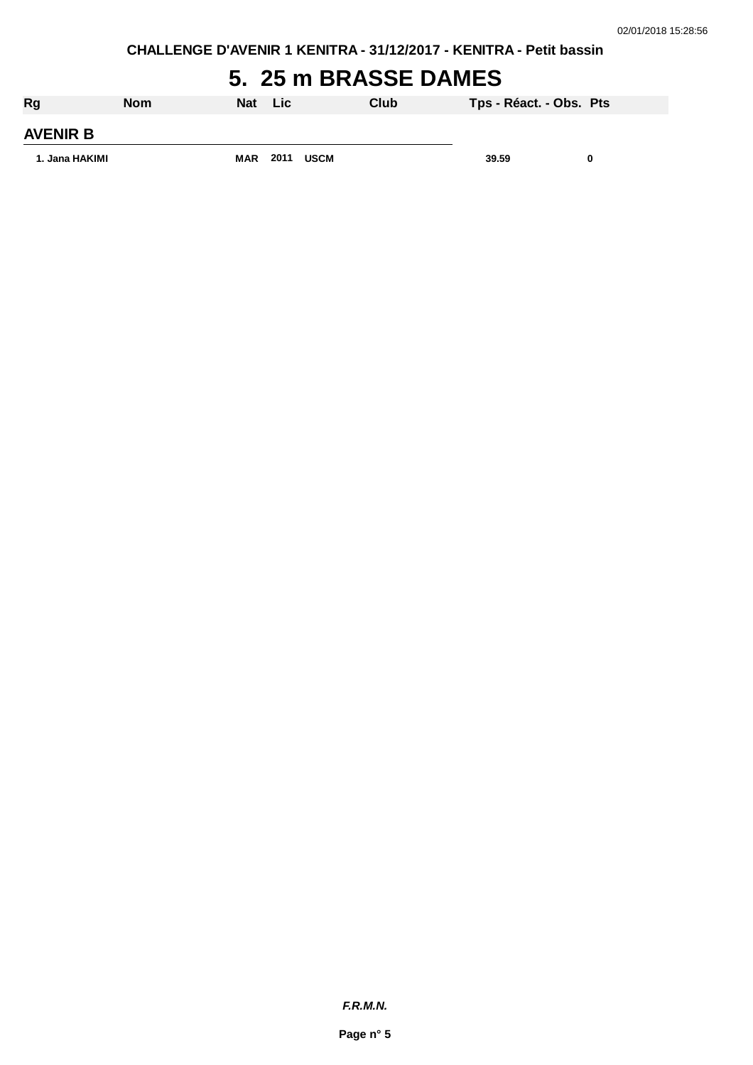CHALLENGE D'AVENIR 1 KENITRA - 31/12/2017 - KENITRA - Petit bassin

# 5. 25 m BRASSE DAMES

| Rg | Nom | Nat | Lic | Club | Tps - Réact. - Obs. | Pts |
|---|---|---|---|---|---|---|
| **AVENIR B** | | | | | | |
| 1. | Jana HAKIMI | MAR | 2011 | USCM | 39.59 | 0 |

*F.R.M.N.*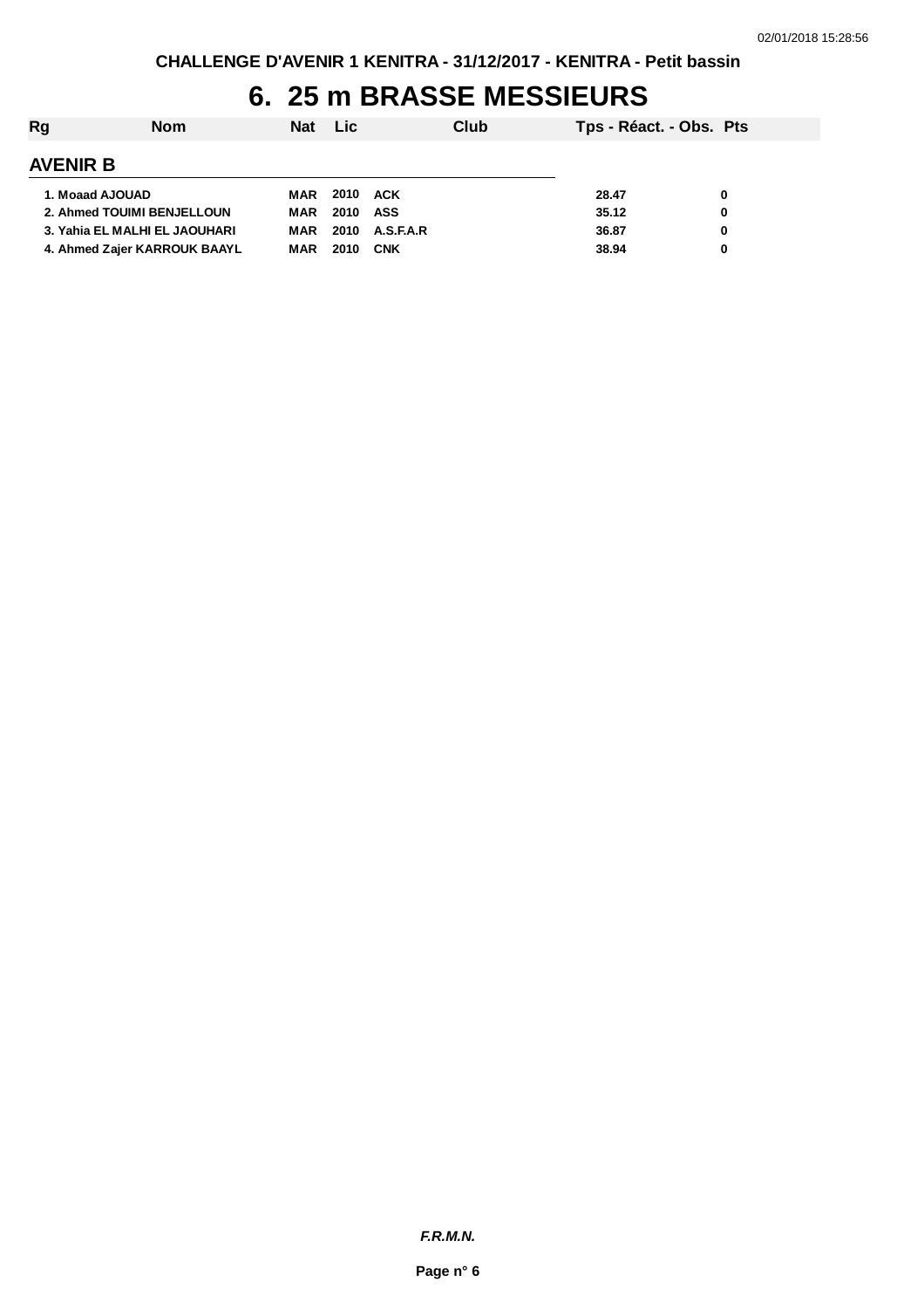CHALLENGE D'AVENIR 1 KENITRA - 31/12/2017 - KENITRA - Petit bassin

# 6. 25 m BRASSE MESSIEURS

| Rg | Nom | Nat | Lic | Club | Tps - Réact. - Obs. | Pts |
|---|---|---|---|---|---|---|
| **AVENIR B** | | | | | | |
| 1. | Moaad AJOUAD | MAR | 2010 | ACK | 28.47 | 0 |
| 2. | Ahmed TOUIMI BENJELLOUN | MAR | 2010 | ASS | 35.12 | 0 |
| 3. | Yahia EL MALHI EL JAOUHARI | MAR | 2010 | A.S.F.A.R | 36.87 | 0 |
| 4. | Ahmed Zajer KARROUK BAAYL | MAR | 2010 | CNK | 38.94 | 0 |

***F.R.M.N.***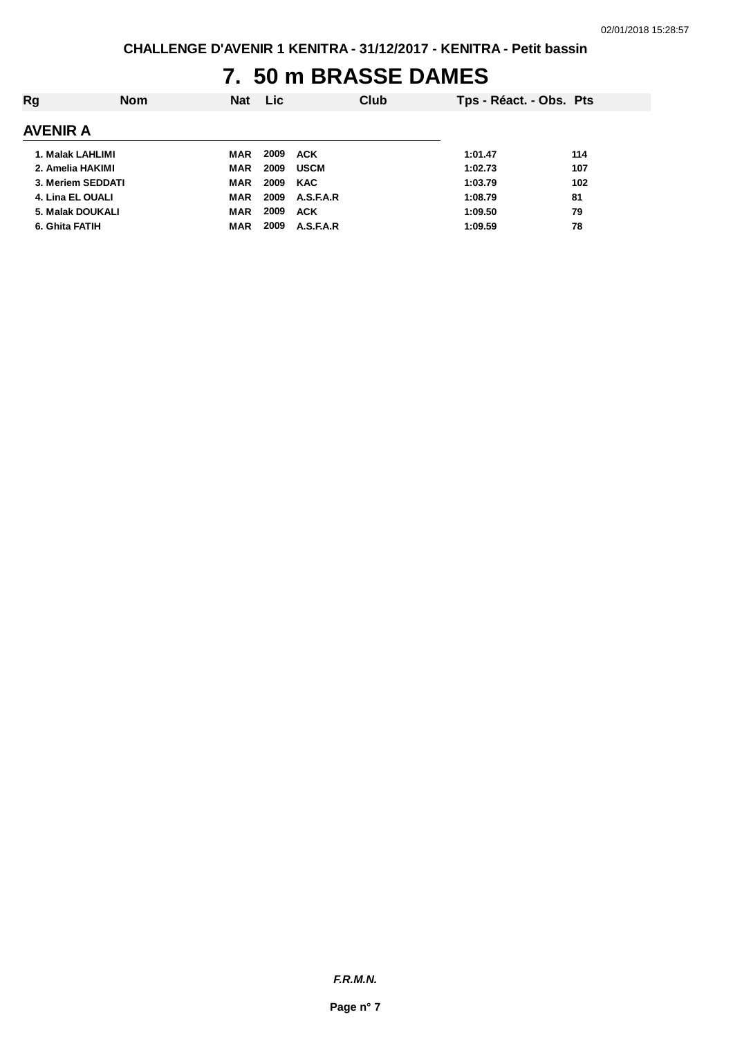# 7. 50 m BRASSE DAMES

| Rg | Nom | Nat | Lic | Club | Tps - Réact. - Obs. | Pts |
|---|---|---|---|---|---|---|
| **AVENIR A** | | | | | | |
| 1. | Malak LAHLIMI | MAR | 2009 | ACK | 1:01.47 | 114 |
| 2. | Amelia HAKIMI | MAR | 2009 | USCM | 1:02.73 | 107 |
| 3. | Meriem SEDDATI | MAR | 2009 | KAC | 1:03.79 | 102 |
| 4. | Lina EL OUALI | MAR | 2009 | A.S.F.A.R | 1:08.79 | 81 |
| 5. | Malak DOUKALI | MAR | 2009 | ACK | 1:09.50 | 79 |
| 6. | Ghita FATIH | MAR | 2009 | A.S.F.A.R | 1:09.59 | 78 |

*F.R.M.N.*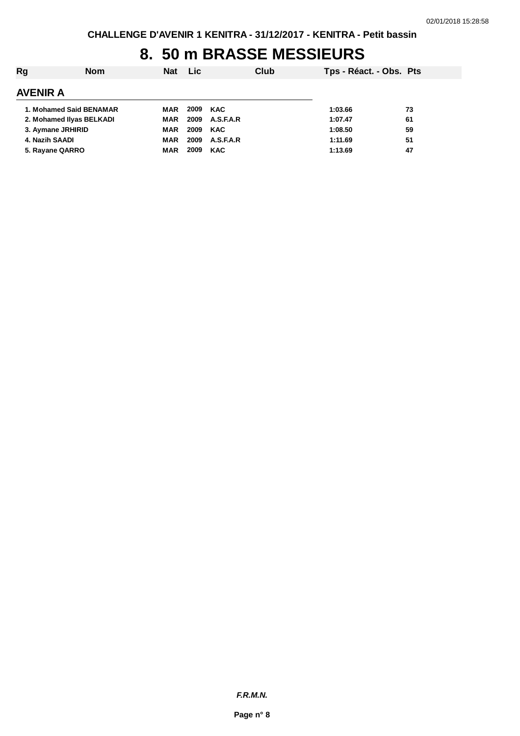CHALLENGE D'AVENIR 1 KENITRA - 31/12/2017 - KENITRA - Petit bassin

# 8. 50 m BRASSE MESSIEURS

| Rg | Nom | Nat | Lic | Club | Tps - Réact. - Obs. | Pts |
|---|---|---|---|---|---|---|

## AVENIR A

| Rg | Nom | Nat | Lic | Club | Tps - Réact. - Obs. | Pts |
|---|---|---|---|---|---|---|
| 1. | Mohamed Said BENAMAR | MAR | 2009 | KAC | 1:03.66 | 73 |
| 2. | Mohamed Ilyas BELKADI | MAR | 2009 | A.S.F.A.R | 1:07.47 | 61 |
| 3. | Aymane JRHIRID | MAR | 2009 | KAC | 1:08.50 | 59 |
| 4. | Nazih SAADI | MAR | 2009 | A.S.F.A.R | 1:11.69 | 51 |
| 5. | Rayane QARRO | MAR | 2009 | KAC | 1:13.69 | 47 |

***F.R.M.N.***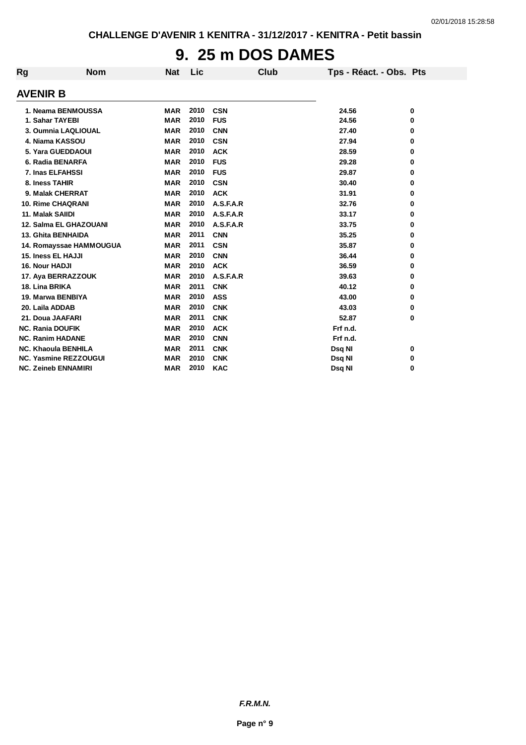# 9. 25 m DOS DAMES

## AVENIR B

| Rg | Nom | Nat | Lic | Club | Tps - Réact. - Obs. | Pts |
|---|---|---|---|---|---|---|
| 1. | Neama BENMOUSSA | MAR | 2010 | CSN | 24.56 | 0 |
| 1. | Sahar TAYEBI | MAR | 2010 | FUS | 24.56 | 0 |
| 3. | Oumnia LAQLIOUAL | MAR | 2010 | CNN | 27.40 | 0 |
| 4. | Niama KASSOU | MAR | 2010 | CSN | 27.94 | 0 |
| 5. | Yara GUEDDAOUI | MAR | 2010 | ACK | 28.59 | 0 |
| 6. | Radia BENARFA | MAR | 2010 | FUS | 29.28 | 0 |
| 7. | Inas ELFAHSSI | MAR | 2010 | FUS | 29.87 | 0 |
| 8. | Iness TAHIR | MAR | 2010 | CSN | 30.40 | 0 |
| 9. | Malak CHERRAT | MAR | 2010 | ACK | 31.91 | 0 |
| 10. | Rime CHAQRANI | MAR | 2010 | A.S.F.A.R | 32.76 | 0 |
| 11. | Malak SAIIDI | MAR | 2010 | A.S.F.A.R | 33.17 | 0 |
| 12. | Salma EL GHAZOUANI | MAR | 2010 | A.S.F.A.R | 33.75 | 0 |
| 13. | Ghita BENHAIDA | MAR | 2011 | CNN | 35.25 | 0 |
| 14. | Romayssae HAMMOUGUA | MAR | 2011 | CSN | 35.87 | 0 |
| 15. | Iness EL HAJJI | MAR | 2010 | CNN | 36.44 | 0 |
| 16. | Nour HADJI | MAR | 2010 | ACK | 36.59 | 0 |
| 17. | Aya BERRAZZOUK | MAR | 2010 | A.S.F.A.R | 39.63 | 0 |
| 18. | Lina BRIKA | MAR | 2011 | CNK | 40.12 | 0 |
| 19. | Marwa BENBIYA | MAR | 2010 | ASS | 43.00 | 0 |
| 20. | Laila ADDAB | MAR | 2010 | CNK | 43.03 | 0 |
| 21. | Doua JAAFARI | MAR | 2011 | CNK | 52.87 | 0 |
| NC. | Rania DOUFIK | MAR | 2010 | ACK | Frf n.d. | |
| NC. | Ranim HADANE | MAR | 2010 | CNN | Frf n.d. | |
| NC. | Khaoula BENHILA | MAR | 2011 | CNK | Dsq NI | 0 |
| NC. | Yasmine REZZOUGUI | MAR | 2010 | CNK | Dsq NI | 0 |
| NC. | Zeineb ENNAMIRI | MAR | 2010 | KAC | Dsq NI | 0 |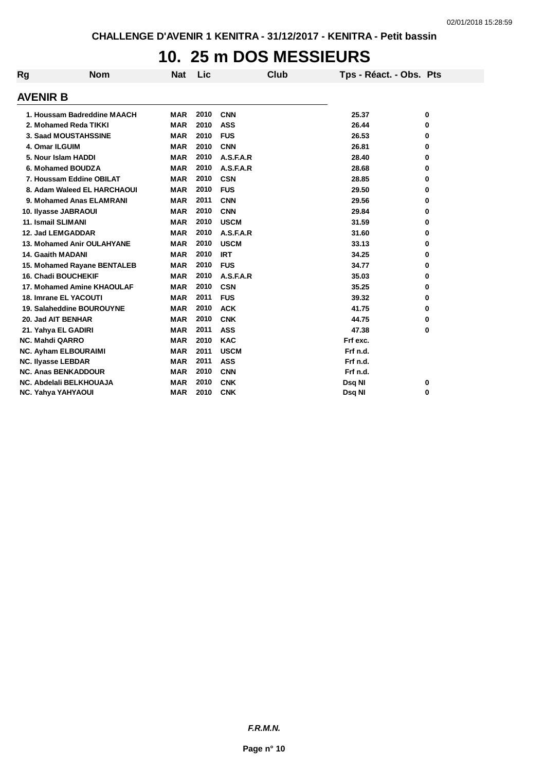CHALLENGE D'AVENIR 1 KENITRA - 31/12/2017 - KENITRA - Petit bassin

# 10. 25 m DOS MESSIEURS

## AVENIR B

| Rg | Nom | Nat | Lic | Club | Tps - Réact. - Obs. | Pts |
|---|---|---|---|---|---|---|
| 1. | Houssam Badreddine MAACH | MAR | 2010 | CNN | 25.37 | 0 |
| 2. | Mohamed Reda TIKKI | MAR | 2010 | ASS | 26.44 | 0 |
| 3. | Saad MOUSTAHSSINE | MAR | 2010 | FUS | 26.53 | 0 |
| 4. | Omar ILGUIM | MAR | 2010 | CNN | 26.81 | 0 |
| 5. | Nour Islam HADDI | MAR | 2010 | A.S.F.A.R | 28.40 | 0 |
| 6. | Mohamed BOUDZA | MAR | 2010 | A.S.F.A.R | 28.68 | 0 |
| 7. | Houssam Eddine OBILAT | MAR | 2010 | CSN | 28.85 | 0 |
| 8. | Adam Waleed EL HARCHAOUI | MAR | 2010 | FUS | 29.50 | 0 |
| 9. | Mohamed Anas ELAMRANI | MAR | 2011 | CNN | 29.56 | 0 |
| 10. | Ilyasse JABRAOUI | MAR | 2010 | CNN | 29.84 | 0 |
| 11. | Ismail SLIMANI | MAR | 2010 | USCM | 31.59 | 0 |
| 12. | Jad LEMGADDAR | MAR | 2010 | A.S.F.A.R | 31.60 | 0 |
| 13. | Mohamed Anir OULAHYANE | MAR | 2010 | USCM | 33.13 | 0 |
| 14. | Gaaith MADANI | MAR | 2010 | IRT | 34.25 | 0 |
| 15. | Mohamed Rayane BENTALEB | MAR | 2010 | FUS | 34.77 | 0 |
| 16. | Chadi BOUCHEKIF | MAR | 2010 | A.S.F.A.R | 35.03 | 0 |
| 17. | Mohamed Amine KHAOULAF | MAR | 2010 | CSN | 35.25 | 0 |
| 18. | Imrane EL YACOUTI | MAR | 2011 | FUS | 39.32 | 0 |
| 19. | Salaheddine BOUROUYNE | MAR | 2010 | ACK | 41.75 | 0 |
| 20. | Jad AIT BENHAR | MAR | 2010 | CNK | 44.75 | 0 |
| 21. | Yahya EL GADIRI | MAR | 2011 | ASS | 47.38 | 0 |
| NC. | Mahdi QARRO | MAR | 2010 | KAC | Frf exc. | |
| NC. | Ayham ELBOURAIMI | MAR | 2011 | USCM | Frf n.d. | |
| NC. | Ilyasse LEBDAR | MAR | 2011 | ASS | Frf n.d. | |
| NC. | Anas BENKADDOUR | MAR | 2010 | CNN | Frf n.d. | |
| NC. | Abdelali BELKHOUAJA | MAR | 2010 | CNK | Dsq NI | 0 |
| NC. | Yahya YAHYAOUI | MAR | 2010 | CNK | Dsq NI | 0 |

*F.R.M.N.*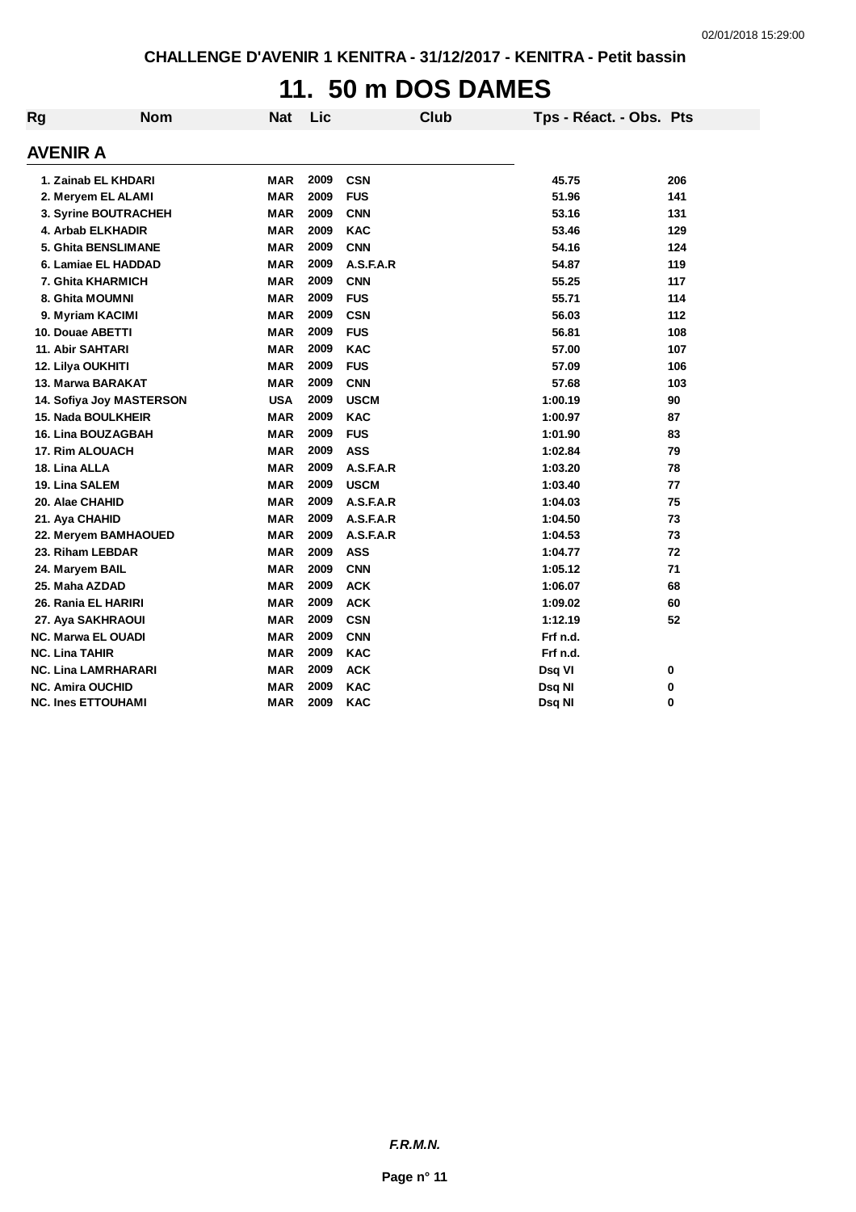# 11. 50 m DOS DAMES

| Rg | Nom | Nat | Lic | Club | Tps - Réact. - Obs. | Pts |
|---|---|---|---|---|---|---|

## AVENIR A

| Rg | Nom | Nat | Lic | Club | Tps - Réact. - Obs. | Pts |
|---|---|---|---|---|---|---|
| 1. | Zainab EL KHDARI | MAR | 2009 | CSN | 45.75 | 206 |
| 2. | Meryem EL ALAMI | MAR | 2009 | FUS | 51.96 | 141 |
| 3. | Syrine BOUTRACHEH | MAR | 2009 | CNN | 53.16 | 131 |
| 4. | Arbab ELKHADIR | MAR | 2009 | KAC | 53.46 | 129 |
| 5. | Ghita BENSLIMANE | MAR | 2009 | CNN | 54.16 | 124 |
| 6. | Lamiae EL HADDAD | MAR | 2009 | A.S.F.A.R | 54.87 | 119 |
| 7. | Ghita KHARMICH | MAR | 2009 | CNN | 55.25 | 117 |
| 8. | Ghita MOUMNI | MAR | 2009 | FUS | 55.71 | 114 |
| 9. | Myriam KACIMI | MAR | 2009 | CSN | 56.03 | 112 |
| 10. | Douae ABETTI | MAR | 2009 | FUS | 56.81 | 108 |
| 11. | Abir SAHTARI | MAR | 2009 | KAC | 57.00 | 107 |
| 12. | Lilya OUKHITI | MAR | 2009 | FUS | 57.09 | 106 |
| 13. | Marwa BARAKAT | MAR | 2009 | CNN | 57.68 | 103 |
| 14. | Sofiya Joy MASTERSON | USA | 2009 | USCM | 1:00.19 | 90 |
| 15. | Nada BOULKHEIR | MAR | 2009 | KAC | 1:00.97 | 87 |
| 16. | Lina BOUZAGBAH | MAR | 2009 | FUS | 1:01.90 | 83 |
| 17. | Rim ALOUACH | MAR | 2009 | ASS | 1:02.84 | 79 |
| 18. | Lina ALLA | MAR | 2009 | A.S.F.A.R | 1:03.20 | 78 |
| 19. | Lina SALEM | MAR | 2009 | USCM | 1:03.40 | 77 |
| 20. | Alae CHAHID | MAR | 2009 | A.S.F.A.R | 1:04.03 | 75 |
| 21. | Aya CHAHID | MAR | 2009 | A.S.F.A.R | 1:04.50 | 73 |
| 22. | Meryem BAMHAOUED | MAR | 2009 | A.S.F.A.R | 1:04.53 | 73 |
| 23. | Riham LEBDAR | MAR | 2009 | ASS | 1:04.77 | 72 |
| 24. | Maryem BAIL | MAR | 2009 | CNN | 1:05.12 | 71 |
| 25. | Maha AZDAD | MAR | 2009 | ACK | 1:06.07 | 68 |
| 26. | Rania EL HARIRI | MAR | 2009 | ACK | 1:09.02 | 60 |
| 27. | Aya SAKHRAOUI | MAR | 2009 | CSN | 1:12.19 | 52 |
| NC. | Marwa EL OUADI | MAR | 2009 | CNN | Frf n.d. | |
| NC. | Lina TAHIR | MAR | 2009 | KAC | Frf n.d. | |
| NC. | Lina LAMRHARARI | MAR | 2009 | ACK | Dsq VI | 0 |
| NC. | Amira OUCHID | MAR | 2009 | KAC | Dsq NI | 0 |
| NC. | Ines ETTOUHAMI | MAR | 2009 | KAC | Dsq NI | 0 |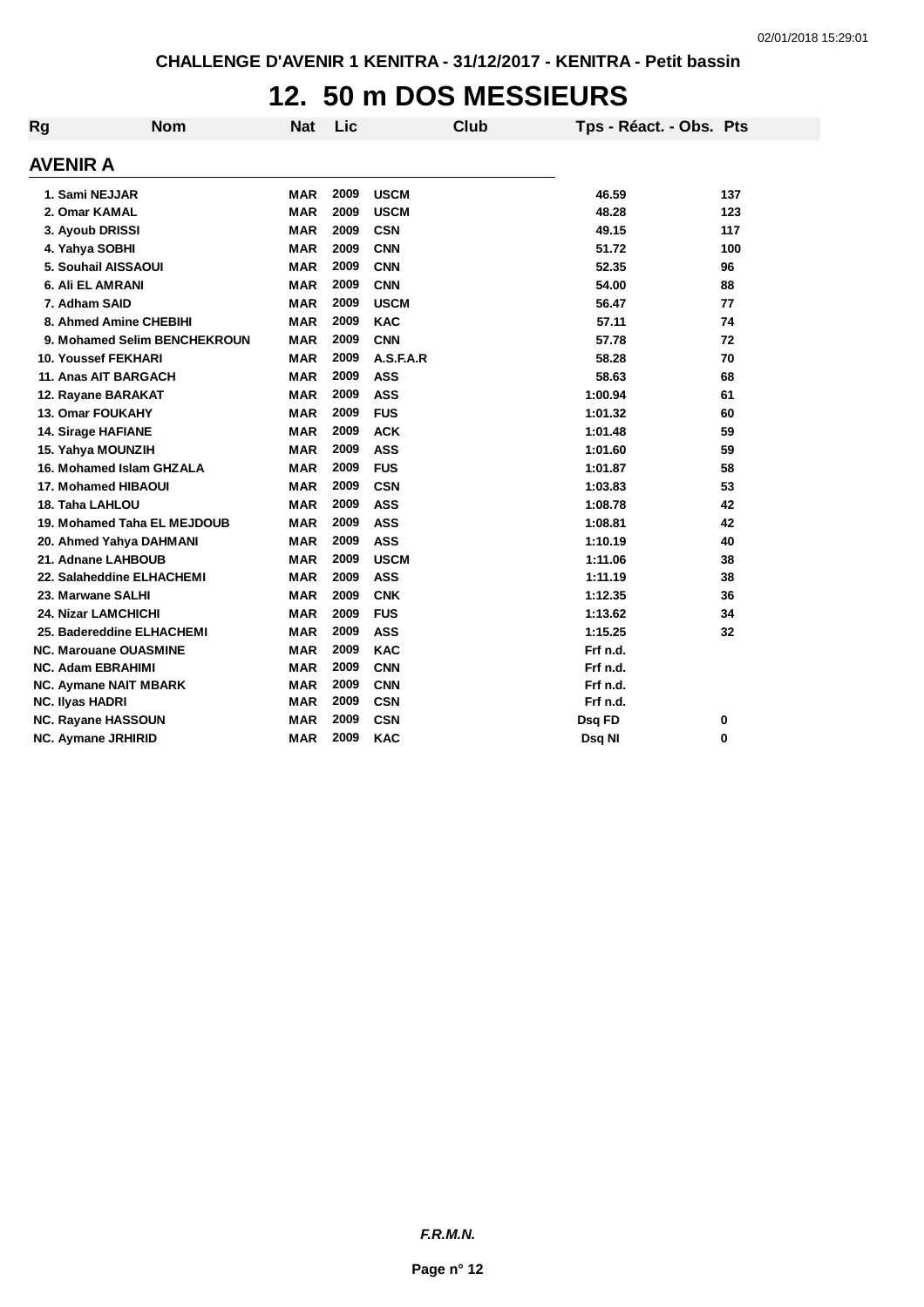CHALLENGE D'AVENIR 1 KENITRA - 31/12/2017 - KENITRA - Petit bassin

# 12. 50 m DOS MESSIEURS

| Rg | Nom | Nat | Lic | Club | Tps - Réact. - Obs. | Pts |
|---|---|---|---|---|---|---|

## AVENIR A

| Rg | Nom | Nat | Lic | Club | Tps - Réact. - Obs. | Pts |
|---|---|---|---|---|---|---|
| 1. | Sami NEJJAR | MAR | 2009 | USCM | 46.59 | 137 |
| 2. | Omar KAMAL | MAR | 2009 | USCM | 48.28 | 123 |
| 3. | Ayoub DRISSI | MAR | 2009 | CSN | 49.15 | 117 |
| 4. | Yahya SOBHI | MAR | 2009 | CNN | 51.72 | 100 |
| 5. | Souhail AISSAOUI | MAR | 2009 | CNN | 52.35 | 96 |
| 6. | Ali EL AMRANI | MAR | 2009 | CNN | 54.00 | 88 |
| 7. | Adham SAID | MAR | 2009 | USCM | 56.47 | 77 |
| 8. | Ahmed Amine CHEBIHI | MAR | 2009 | KAC | 57.11 | 74 |
| 9. | Mohamed Selim BENCHEKROUN | MAR | 2009 | CNN | 57.78 | 72 |
| 10. | Youssef FEKHARI | MAR | 2009 | A.S.F.A.R | 58.28 | 70 |
| 11. | Anas AIT BARGACH | MAR | 2009 | ASS | 58.63 | 68 |
| 12. | Rayane BARAKAT | MAR | 2009 | ASS | 1:00.94 | 61 |
| 13. | Omar FOUKAHY | MAR | 2009 | FUS | 1:01.32 | 60 |
| 14. | Sirage HAFIANE | MAR | 2009 | ACK | 1:01.48 | 59 |
| 15. | Yahya MOUNZIH | MAR | 2009 | ASS | 1:01.60 | 59 |
| 16. | Mohamed Islam GHZALA | MAR | 2009 | FUS | 1:01.87 | 58 |
| 17. | Mohamed HIBAOUI | MAR | 2009 | CSN | 1:03.83 | 53 |
| 18. | Taha LAHLOU | MAR | 2009 | ASS | 1:08.78 | 42 |
| 19. | Mohamed Taha EL MEJDOUB | MAR | 2009 | ASS | 1:08.81 | 42 |
| 20. | Ahmed Yahya DAHMANI | MAR | 2009 | ASS | 1:10.19 | 40 |
| 21. | Adnane LAHBOUB | MAR | 2009 | USCM | 1:11.06 | 38 |
| 22. | Salaheddine ELHACHEMI | MAR | 2009 | ASS | 1:11.19 | 38 |
| 23. | Marwane SALHI | MAR | 2009 | CNK | 1:12.35 | 36 |
| 24. | Nizar LAMCHICHI | MAR | 2009 | FUS | 1:13.62 | 34 |
| 25. | Badereddine ELHACHEMI | MAR | 2009 | ASS | 1:15.25 | 32 |
| NC. | Marouane OUASMINE | MAR | 2009 | KAC | Frf n.d. | |
| NC. | Adam EBRAHIMI | MAR | 2009 | CNN | Frf n.d. | |
| NC. | Aymane NAIT MBARK | MAR | 2009 | CNN | Frf n.d. | |
| NC. | Ilyas HADRI | MAR | 2009 | CSN | Frf n.d. | |
| NC. | Rayane HASSOUN | MAR | 2009 | CSN | Dsq FD | 0 |
| NC. | Aymane JRHIRID | MAR | 2009 | KAC | Dsq NI | 0 |

*F.R.M.N.*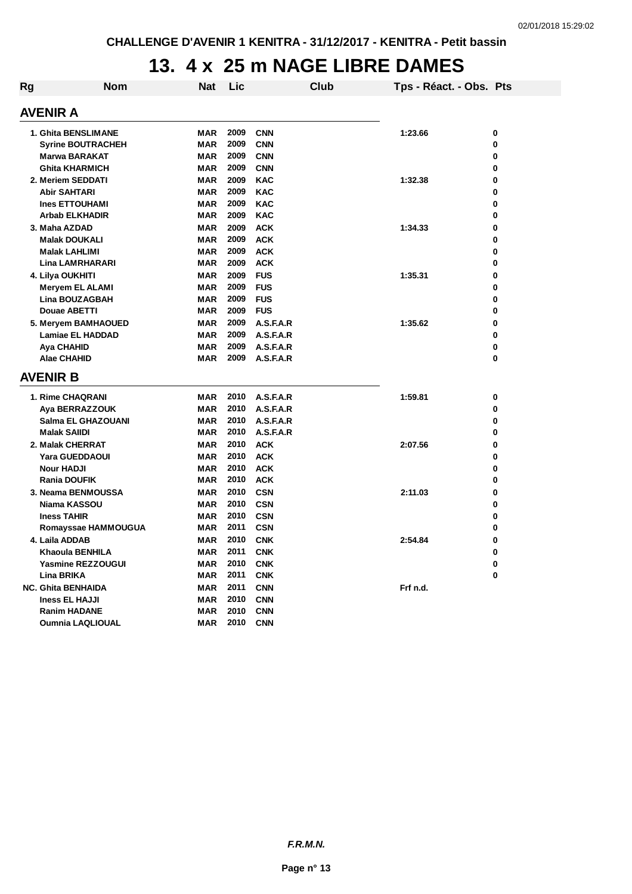CHALLENGE D'AVENIR 1 KENITRA - 31/12/2017 - KENITRA - Petit bassin

# 13. 4 x 25 m NAGE LIBRE DAMES

| Rg | Nom | Nat | Lic | Club | Tps - Réact. - Obs. | Pts |
|---|---|---|---|---|---|---|
| **AVENIR A** | | | | | | |
| 1. | Ghita BENSLIMANE | MAR | 2009 | CNN | 1:23.66 | 0 |
| | Syrine BOUTRACHEH | MAR | 2009 | CNN | | 0 |
| | Marwa BARAKAT | MAR | 2009 | CNN | | 0 |
| | Ghita KHARMICH | MAR | 2009 | CNN | | 0 |
| 2. | Meriem SEDDATI | MAR | 2009 | KAC | 1:32.38 | 0 |
| | Abir SAHTARI | MAR | 2009 | KAC | | 0 |
| | Ines ETTOUHAMI | MAR | 2009 | KAC | | 0 |
| | Arbab ELKHADIR | MAR | 2009 | KAC | | 0 |
| 3. | Maha AZDAD | MAR | 2009 | ACK | 1:34.33 | 0 |
| | Malak DOUKALI | MAR | 2009 | ACK | | 0 |
| | Malak LAHLIMI | MAR | 2009 | ACK | | 0 |
| | Lina LAMRHARARI | MAR | 2009 | ACK | | 0 |
| 4. | Lilya OUKHITI | MAR | 2009 | FUS | 1:35.31 | 0 |
| | Meryem EL ALAMI | MAR | 2009 | FUS | | 0 |
| | Lina BOUZAGBAH | MAR | 2009 | FUS | | 0 |
| | Douae ABETTI | MAR | 2009 | FUS | | 0 |
| 5. | Meryem BAMHAOUED | MAR | 2009 | A.S.F.A.R | 1:35.62 | 0 |
| | Lamiae EL HADDAD | MAR | 2009 | A.S.F.A.R | | 0 |
| | Aya CHAHID | MAR | 2009 | A.S.F.A.R | | 0 |
| | Alae CHAHID | MAR | 2009 | A.S.F.A.R | | 0 |
| **AVENIR B** | | | | | | |
| 1. | Rime CHAQRANI | MAR | 2010 | A.S.F.A.R | 1:59.81 | 0 |
| | Aya BERRAZZOUK | MAR | 2010 | A.S.F.A.R | | 0 |
| | Salma EL GHAZOUANI | MAR | 2010 | A.S.F.A.R | | 0 |
| | Malak SAIIDI | MAR | 2010 | A.S.F.A.R | | 0 |
| 2. | Malak CHERRAT | MAR | 2010 | ACK | 2:07.56 | 0 |
| | Yara GUEDDAOUI | MAR | 2010 | ACK | | 0 |
| | Nour HADJI | MAR | 2010 | ACK | | 0 |
| | Rania DOUFIK | MAR | 2010 | ACK | | 0 |
| 3. | Neama BENMOUSSA | MAR | 2010 | CSN | 2:11.03 | 0 |
| | Niama KASSOU | MAR | 2010 | CSN | | 0 |
| | Iness TAHIR | MAR | 2010 | CSN | | 0 |
| | Romayssae HAMMOUGUA | MAR | 2011 | CSN | | 0 |
| 4. | Laila ADDAB | MAR | 2010 | CNK | 2:54.84 | 0 |
| | Khaoula BENHILA | MAR | 2011 | CNK | | 0 |
| | Yasmine REZZOUGUI | MAR | 2010 | CNK | | 0 |
| | Lina BRIKA | MAR | 2011 | CNK | | 0 |
| NC. | Ghita BENHAIDA | MAR | 2011 | CNN | Frf n.d. | |
| | Iness EL HAJJI | MAR | 2010 | CNN | | |
| | Ranim HADANE | MAR | 2010 | CNN | | |
| | Oumnia LAQLIOUAL | MAR | 2010 | CNN | | |

*F.R.M.N.*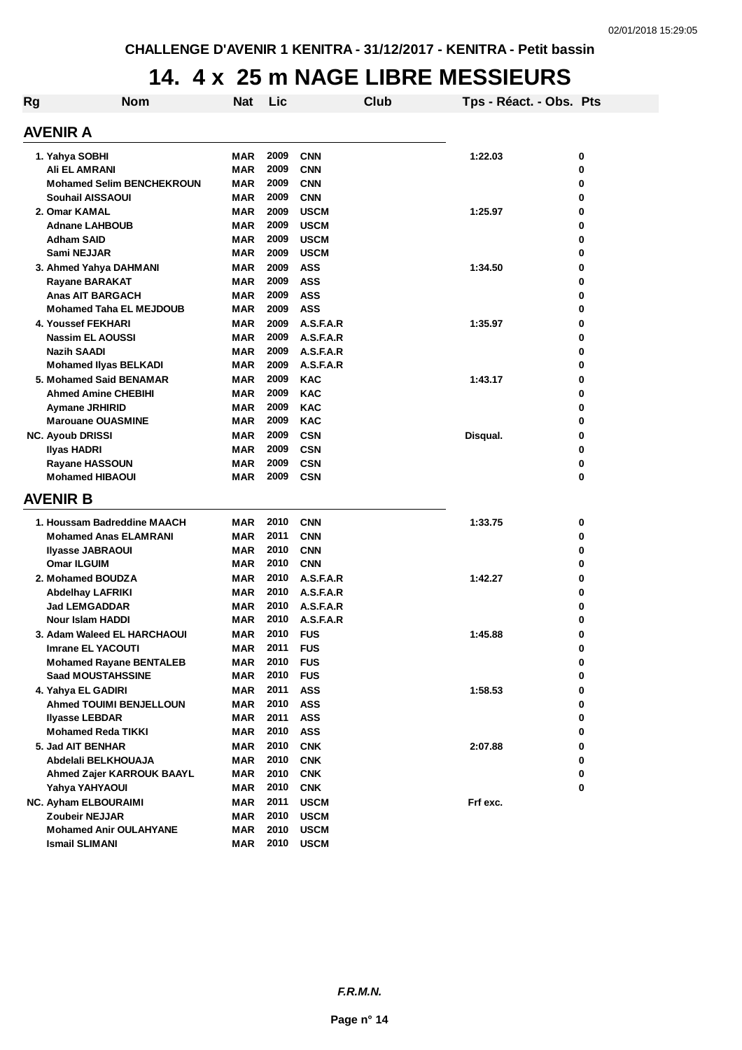CHALLENGE D'AVENIR 1 KENITRA - 31/12/2017 - KENITRA - Petit bassin

# 14. 4 x 25 m NAGE LIBRE MESSIEURS

| Rg | Nom | Nat | Lic | Club | Tps - Réact. - Obs. | Pts |
|---|---|---|---|---|---|---|

## AVENIR A

| Rg | Nom | Nat | Lic | Club | Tps - Réact. - Obs. | Pts |
|---|---|---|---|---|---|---|
| 1. | Yahya SOBHI | MAR | 2009 | CNN | 1:22.03 | 0 |
| | Ali EL AMRANI | MAR | 2009 | CNN | | 0 |
| | Mohamed Selim BENCHEKROUN | MAR | 2009 | CNN | | 0 |
| | Souhail AISSAOUI | MAR | 2009 | CNN | | 0 |
| 2. | Omar KAMAL | MAR | 2009 | USCM | 1:25.97 | 0 |
| | Adnane LAHBOUB | MAR | 2009 | USCM | | 0 |
| | Adham SAID | MAR | 2009 | USCM | | 0 |
| | Sami NEJJAR | MAR | 2009 | USCM | | 0 |
| 3. | Ahmed Yahya DAHMANI | MAR | 2009 | ASS | 1:34.50 | 0 |
| | Rayane BARAKAT | MAR | 2009 | ASS | | 0 |
| | Anas AIT BARGACH | MAR | 2009 | ASS | | 0 |
| | Mohamed Taha EL MEJDOUB | MAR | 2009 | ASS | | 0 |
| 4. | Youssef FEKHARI | MAR | 2009 | A.S.F.A.R | 1:35.97 | 0 |
| | Nassim EL AOUSSI | MAR | 2009 | A.S.F.A.R | | 0 |
| | Nazih SAADI | MAR | 2009 | A.S.F.A.R | | 0 |
| | Mohamed Ilyas BELKADI | MAR | 2009 | A.S.F.A.R | | 0 |
| 5. | Mohamed Said BENAMAR | MAR | 2009 | KAC | 1:43.17 | 0 |
| | Ahmed Amine CHEBIHI | MAR | 2009 | KAC | | 0 |
| | Aymane JRHIRID | MAR | 2009 | KAC | | 0 |
| | Marouane OUASMINE | MAR | 2009 | KAC | | 0 |
| NC. | Ayoub DRISSI | MAR | 2009 | CSN | Disqual. | 0 |
| | Ilyas HADRI | MAR | 2009 | CSN | | 0 |
| | Rayane HASSOUN | MAR | 2009 | CSN | | 0 |
| | Mohamed HIBAOUI | MAR | 2009 | CSN | | 0 |

## AVENIR B

| Rg | Nom | Nat | Lic | Club | Tps - Réact. - Obs. | Pts |
|---|---|---|---|---|---|---|
| 1. | Houssam Badreddine MAACH | MAR | 2010 | CNN | 1:33.75 | 0 |
| | Mohamed Anas ELAMRANI | MAR | 2011 | CNN | | 0 |
| | Ilyasse JABRAOUI | MAR | 2010 | CNN | | 0 |
| | Omar ILGUIM | MAR | 2010 | CNN | | 0 |
| 2. | Mohamed BOUDZA | MAR | 2010 | A.S.F.A.R | 1:42.27 | 0 |
| | Abdelhay LAFRIKI | MAR | 2010 | A.S.F.A.R | | 0 |
| | Jad LEMGADDAR | MAR | 2010 | A.S.F.A.R | | 0 |
| | Nour Islam HADDI | MAR | 2010 | A.S.F.A.R | | 0 |
| 3. | Adam Waleed EL HARCHAOUI | MAR | 2010 | FUS | 1:45.88 | 0 |
| | Imrane EL YACOUTI | MAR | 2011 | FUS | | 0 |
| | Mohamed Rayane BENTALEB | MAR | 2010 | FUS | | 0 |
| | Saad MOUSTAHSSINE | MAR | 2010 | FUS | | 0 |
| 4. | Yahya EL GADIRI | MAR | 2011 | ASS | 1:58.53 | 0 |
| | Ahmed TOUIMI BENJELLOUN | MAR | 2010 | ASS | | 0 |
| | Ilyasse LEBDAR | MAR | 2011 | ASS | | 0 |
| | Mohamed Reda TIKKI | MAR | 2010 | ASS | | 0 |
| 5. | Jad AIT BENHAR | MAR | 2010 | CNK | 2:07.88 | 0 |
| | Abdelali BELKHOUAJA | MAR | 2010 | CNK | | 0 |
| | Ahmed Zajer KARROUK BAAYL | MAR | 2010 | CNK | | 0 |
| | Yahya YAHYAOUI | MAR | 2010 | CNK | | 0 |
| NC. | Ayham ELBOURAIMI | MAR | 2011 | USCM | Frf exc. | |
| | Zoubeir NEJJAR | MAR | 2010 | USCM | | |
| | Mohamed Anir OULAHYANE | MAR | 2010 | USCM | | |
| | Ismail SLIMANI | MAR | 2010 | USCM | | |

*F.R.M.N.*